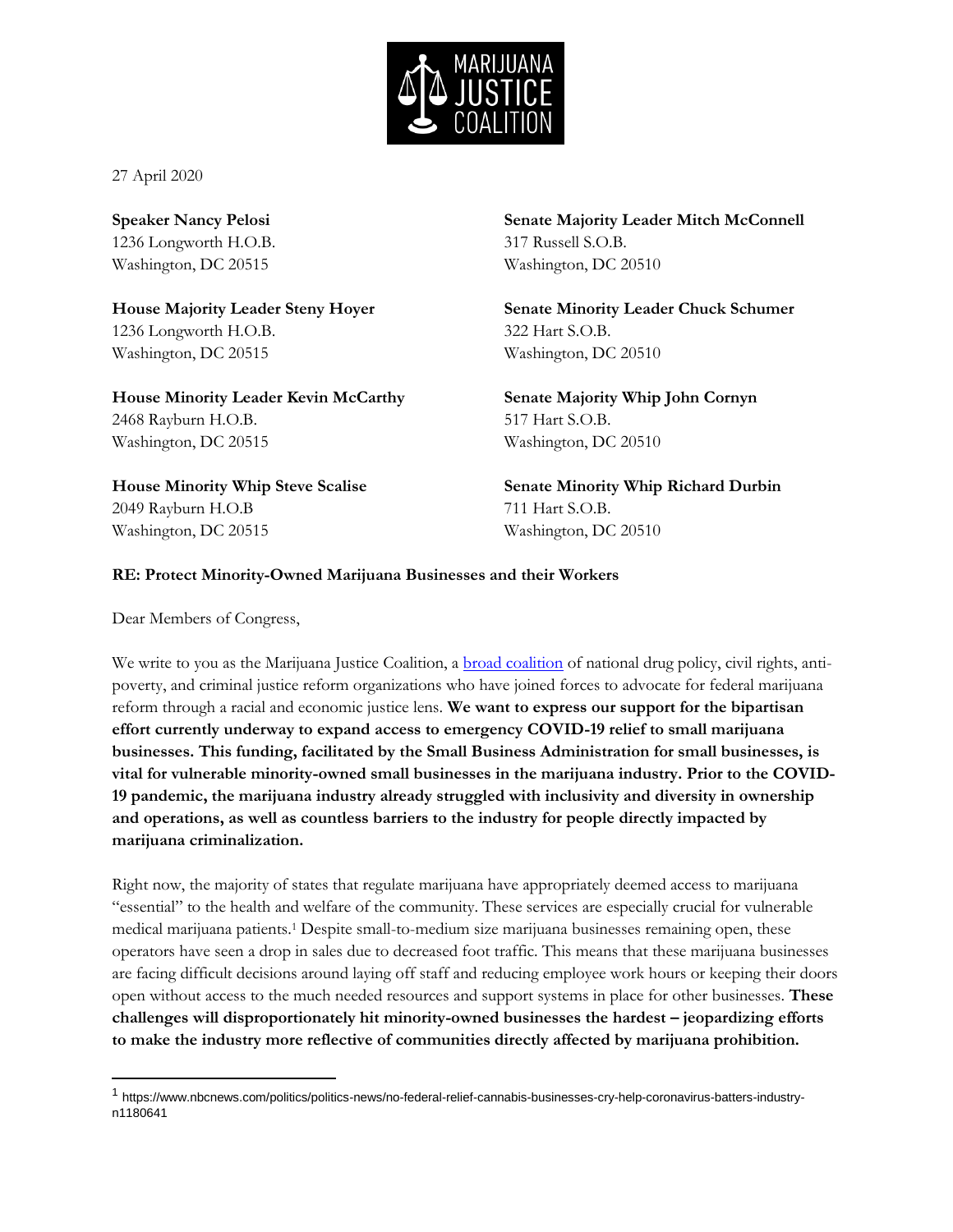MARIJUANA JUSTICE COALITION

27 April 2020

**Speaker Nancy Pelosi**
1236 Longworth H.O.B.
Washington, DC 20515

**House Majority Leader Steny Hoyer**
1236 Longworth H.O.B.
Washington, DC 20515

**House Minority Leader Kevin McCarthy**
2468 Rayburn H.O.B.
Washington, DC 20515

**House Minority Whip Steve Scalise**
2049 Rayburn H.O.B
Washington, DC 20515

**Senate Majority Leader Mitch McConnell**
317 Russell S.O.B.
Washington, DC 20510

**Senate Minority Leader Chuck Schumer**
322 Hart S.O.B.
Washington, DC 20510

**Senate Majority Whip John Cornyn**
517 Hart S.O.B.
Washington, DC 20510

**Senate Minority Whip Richard Durbin**
711 Hart S.O.B.
Washington, DC 20510

**RE: Protect Minority-Owned Marijuana Businesses and their Workers**

Dear Members of Congress,

We write to you as the Marijuana Justice Coalition, a broad coalition of national drug policy, civil rights, anti-poverty, and criminal justice reform organizations who have joined forces to advocate for federal marijuana reform through a racial and economic justice lens. **We want to express our support for the bipartisan effort currently underway to expand access to emergency COVID-19 relief to small marijuana businesses. This funding, facilitated by the Small Business Administration for small businesses, is vital for vulnerable minority-owned small businesses in the marijuana industry. Prior to the COVID-19 pandemic, the marijuana industry already struggled with inclusivity and diversity in ownership and operations, as well as countless barriers to the industry for people directly impacted by marijuana criminalization.**

Right now, the majority of states that regulate marijuana have appropriately deemed access to marijuana "essential" to the health and welfare of the community. These services are especially crucial for vulnerable medical marijuana patients.[1] Despite small-to-medium size marijuana businesses remaining open, these operators have seen a drop in sales due to decreased foot traffic. This means that these marijuana businesses are facing difficult decisions around laying off staff and reducing employee work hours or keeping their doors open without access to the much needed resources and support systems in place for other businesses. **These challenges will disproportionately hit minority-owned businesses the hardest – jeopardizing efforts to make the industry more reflective of communities directly affected by marijuana prohibition.**

---

[1] https://www.nbcnews.com/politics/politics-news/no-federal-relief-cannabis-businesses-cry-help-coronavirus-batters-industry-n1180641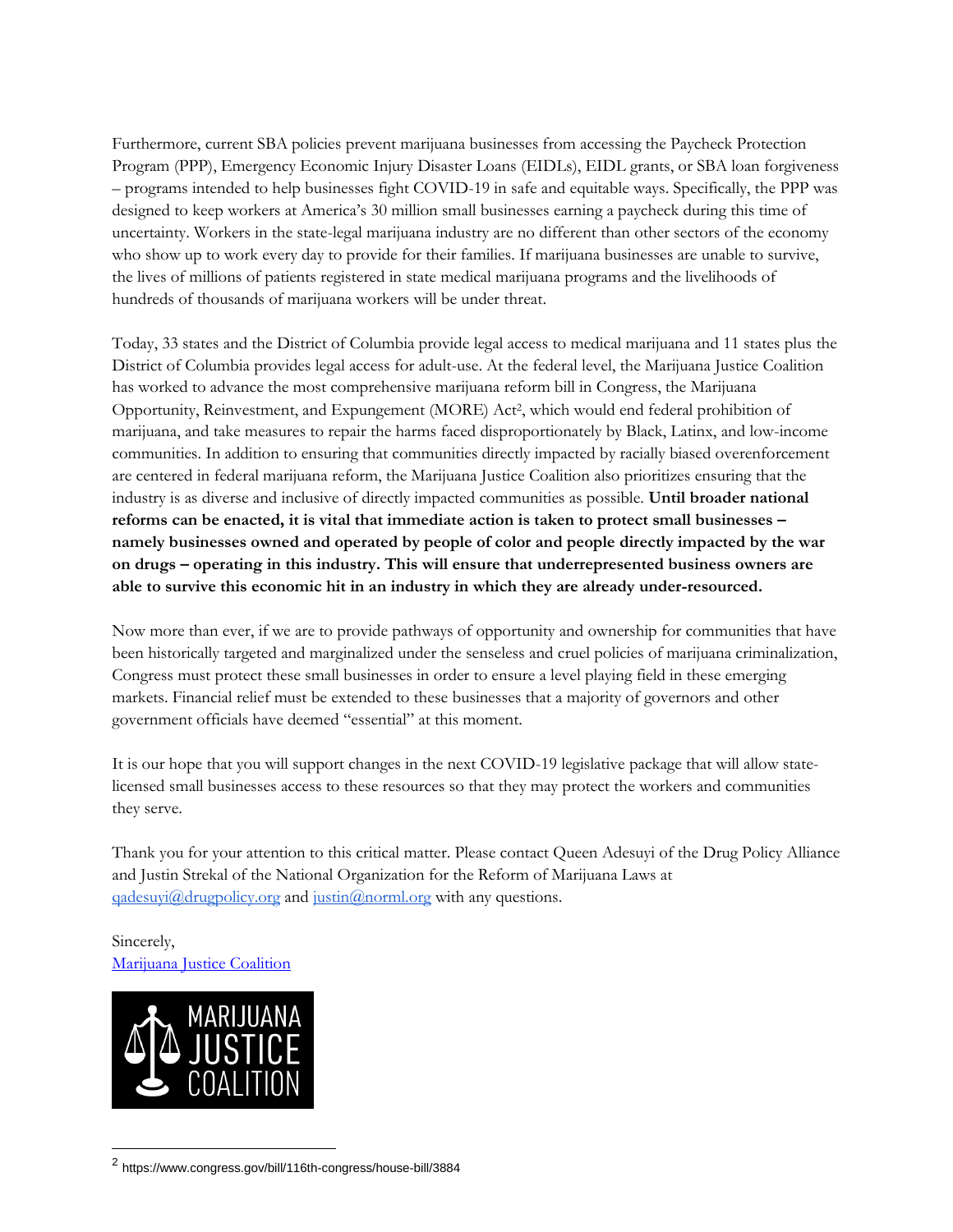Furthermore, current SBA policies prevent marijuana businesses from accessing the Paycheck Protection Program (PPP), Emergency Economic Injury Disaster Loans (EIDLs), EIDL grants, or SBA loan forgiveness – programs intended to help businesses fight COVID-19 in safe and equitable ways. Specifically, the PPP was designed to keep workers at America's 30 million small businesses earning a paycheck during this time of uncertainty. Workers in the state-legal marijuana industry are no different than other sectors of the economy who show up to work every day to provide for their families. If marijuana businesses are unable to survive, the lives of millions of patients registered in state medical marijuana programs and the livelihoods of hundreds of thousands of marijuana workers will be under threat.

Today, 33 states and the District of Columbia provide legal access to medical marijuana and 11 states plus the District of Columbia provides legal access for adult-use. At the federal level, the Marijuana Justice Coalition has worked to advance the most comprehensive marijuana reform bill in Congress, the Marijuana Opportunity, Reinvestment, and Expungement (MORE) Act[2], which would end federal prohibition of marijuana, and take measures to repair the harms faced disproportionately by Black, Latinx, and low-income communities. In addition to ensuring that communities directly impacted by racially biased overenforcement are centered in federal marijuana reform, the Marijuana Justice Coalition also prioritizes ensuring that the industry is as diverse and inclusive of directly impacted communities as possible. **Until broader national reforms can be enacted, it is vital that immediate action is taken to protect small businesses – namely businesses owned and operated by people of color and people directly impacted by the war on drugs – operating in this industry. This will ensure that underrepresented business owners are able to survive this economic hit in an industry in which they are already under-resourced.**

Now more than ever, if we are to provide pathways of opportunity and ownership for communities that have been historically targeted and marginalized under the senseless and cruel policies of marijuana criminalization, Congress must protect these small businesses in order to ensure a level playing field in these emerging markets. Financial relief must be extended to these businesses that a majority of governors and other government officials have deemed "essential" at this moment.

It is our hope that you will support changes in the next COVID-19 legislative package that will allow state-licensed small businesses access to these resources so that they may protect the workers and communities they serve.

Thank you for your attention to this critical matter. Please contact Queen Adesuyi of the Drug Policy Alliance and Justin Strekal of the National Organization for the Reform of Marijuana Laws at qadesuyi@drugpolicy.org and justin@norml.org with any questions.

Sincerely,
Marijuana Justice Coalition

MARIJUANA JUSTICE COALITION

---

[2] https://www.congress.gov/bill/116th-congress/house-bill/3884